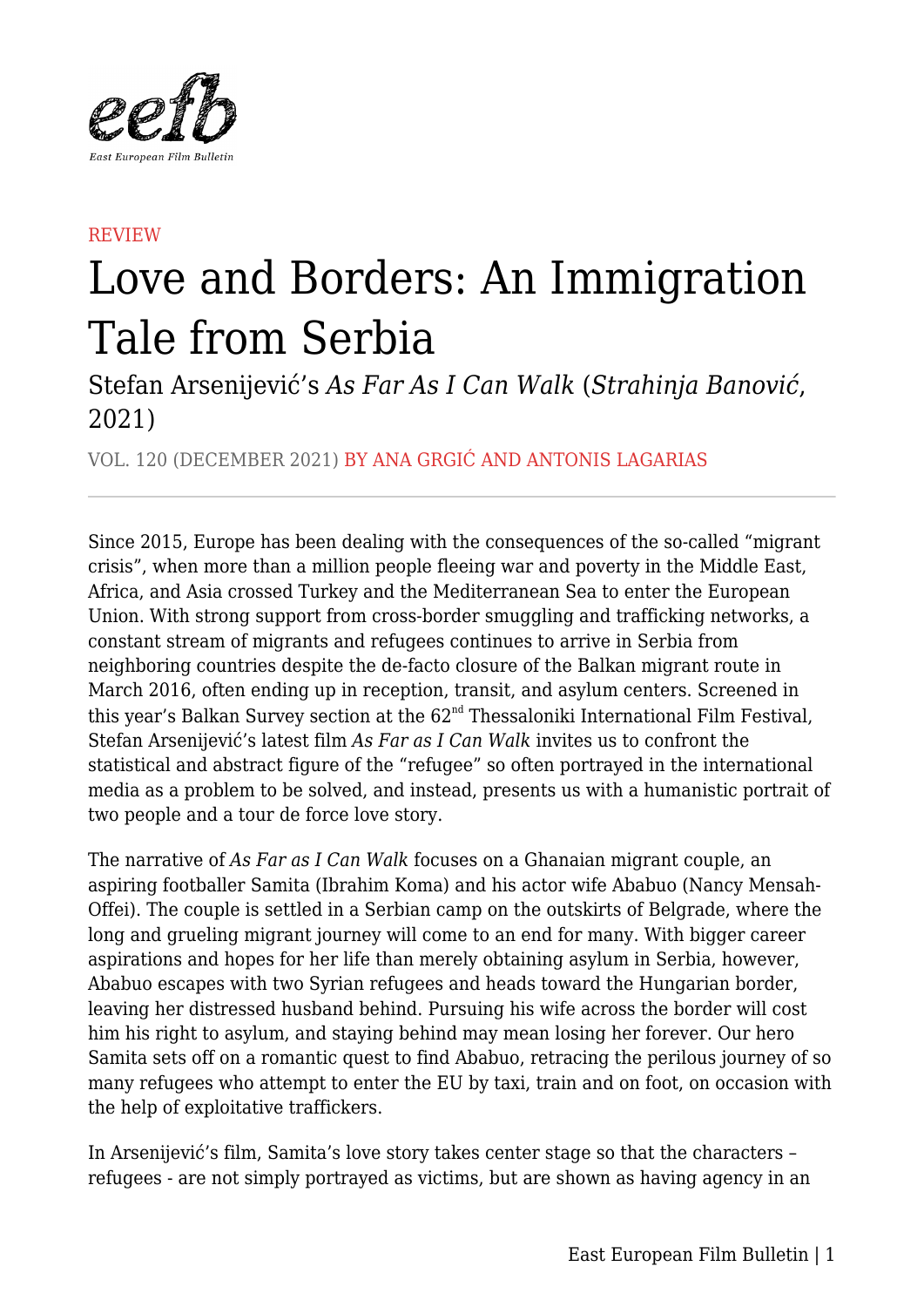REVIEW

# Love and Borders: An Immigration Tale from Serbia

## Stefan Arsenijević's *As Far As I Can Walk* (*Strahinja Banović*, 2021)

VOL. 120 (DECEMBER 2021) BY ANA GRGIĆ AND ANTONIS LAGARIAS

---

Since 2015, Europe has been dealing with the consequences of the so-called "migrant crisis", when more than a million people fleeing war and poverty in the Middle East, Africa, and Asia crossed Turkey and the Mediterranean Sea to enter the European Union. With strong support from cross-border smuggling and trafficking networks, a constant stream of migrants and refugees continues to arrive in Serbia from neighboring countries despite the de-facto closure of the Balkan migrant route in March 2016, often ending up in reception, transit, and asylum centers. Screened in this year's Balkan Survey section at the 62nd Thessaloniki International Film Festival, Stefan Arsenijević's latest film *As Far as I Can Walk* invites us to confront the statistical and abstract figure of the "refugee" so often portrayed in the international media as a problem to be solved, and instead, presents us with a humanistic portrait of two people and a tour de force love story.

The narrative of *As Far as I Can Walk* focuses on a Ghanaian migrant couple, an aspiring footballer Samita (Ibrahim Koma) and his actor wife Ababuo (Nancy Mensah-Offei). The couple is settled in a Serbian camp on the outskirts of Belgrade, where the long and grueling migrant journey will come to an end for many. With bigger career aspirations and hopes for her life than merely obtaining asylum in Serbia, however, Ababuo escapes with two Syrian refugees and heads toward the Hungarian border, leaving her distressed husband behind. Pursuing his wife across the border will cost him his right to asylum, and staying behind may mean losing her forever. Our hero Samita sets off on a romantic quest to find Ababuo, retracing the perilous journey of so many refugees who attempt to enter the EU by taxi, train and on foot, on occasion with the help of exploitative traffickers.

In Arsenijević's film, Samita's love story takes center stage so that the characters – refugees - are not simply portrayed as victims, but are shown as having agency in an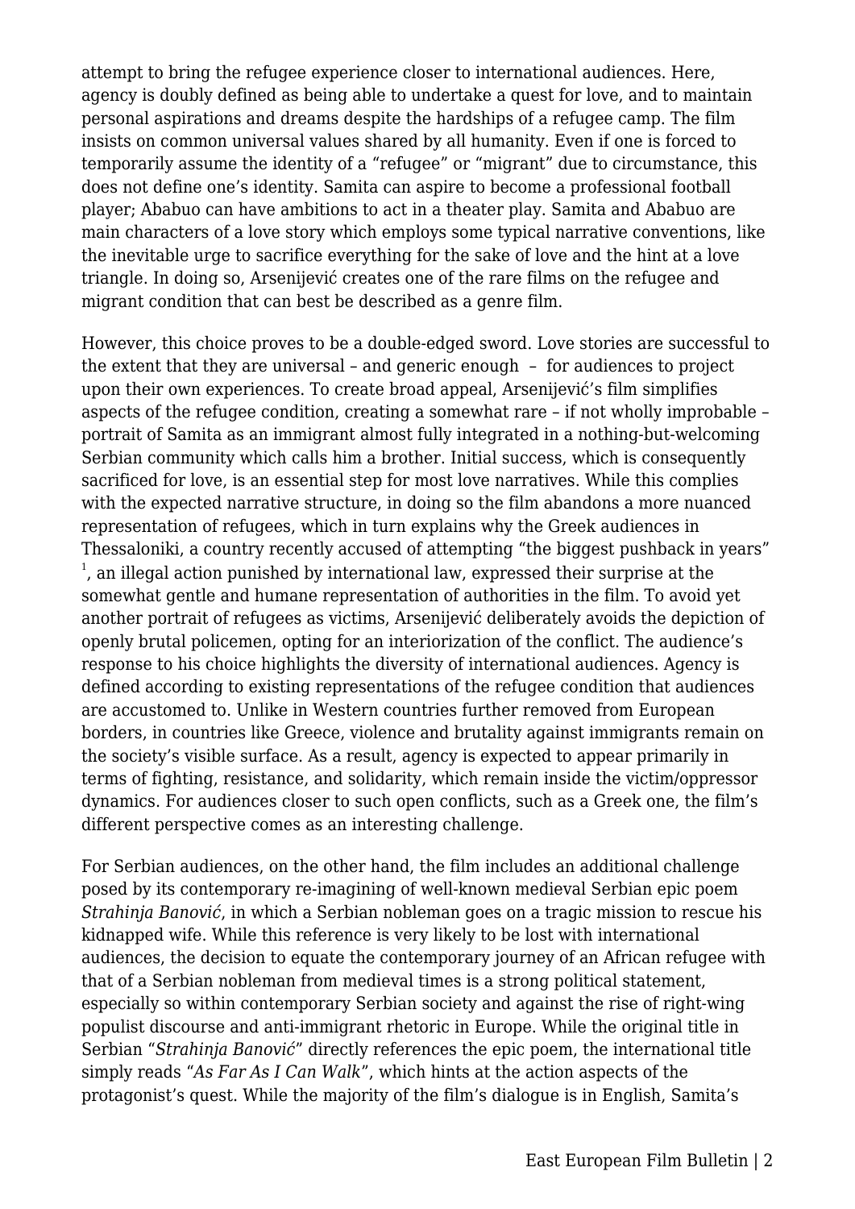attempt to bring the refugee experience closer to international audiences. Here, agency is doubly defined as being able to undertake a quest for love, and to maintain personal aspirations and dreams despite the hardships of a refugee camp. The film insists on common universal values shared by all humanity. Even if one is forced to temporarily assume the identity of a "refugee" or "migrant" due to circumstance, this does not define one's identity. Samita can aspire to become a professional football player; Ababuo can have ambitions to act in a theater play. Samita and Ababuo are main characters of a love story which employs some typical narrative conventions, like the inevitable urge to sacrifice everything for the sake of love and the hint at a love triangle. In doing so, Arsenijević creates one of the rare films on the refugee and migrant condition that can best be described as a genre film.

However, this choice proves to be a double-edged sword. Love stories are successful to the extent that they are universal – and generic enough – for audiences to project upon their own experiences. To create broad appeal, Arsenijević's film simplifies aspects of the refugee condition, creating a somewhat rare – if not wholly improbable – portrait of Samita as an immigrant almost fully integrated in a nothing-but-welcoming Serbian community which calls him a brother. Initial success, which is consequently sacrificed for love, is an essential step for most love narratives. While this complies with the expected narrative structure, in doing so the film abandons a more nuanced representation of refugees, which in turn explains why the Greek audiences in Thessaloniki, a country recently accused of attempting "the biggest pushback in years" [1], an illegal action punished by international law, expressed their surprise at the somewhat gentle and humane representation of authorities in the film. To avoid yet another portrait of refugees as victims, Arsenijević deliberately avoids the depiction of openly brutal policemen, opting for an interiorization of the conflict. The audience's response to his choice highlights the diversity of international audiences. Agency is defined according to existing representations of the refugee condition that audiences are accustomed to. Unlike in Western countries further removed from European borders, in countries like Greece, violence and brutality against immigrants remain on the society's visible surface. As a result, agency is expected to appear primarily in terms of fighting, resistance, and solidarity, which remain inside the victim/oppressor dynamics. For audiences closer to such open conflicts, such as a Greek one, the film's different perspective comes as an interesting challenge.

For Serbian audiences, on the other hand, the film includes an additional challenge posed by its contemporary re-imagining of well-known medieval Serbian epic poem *Strahinja Banović*, in which a Serbian nobleman goes on a tragic mission to rescue his kidnapped wife. While this reference is very likely to be lost with international audiences, the decision to equate the contemporary journey of an African refugee with that of a Serbian nobleman from medieval times is a strong political statement, especially so within contemporary Serbian society and against the rise of right-wing populist discourse and anti-immigrant rhetoric in Europe. While the original title in Serbian "*Strahinja Banović*" directly references the epic poem, the international title simply reads "*As Far As I Can Walk*", which hints at the action aspects of the protagonist's quest. While the majority of the film's dialogue is in English, Samita's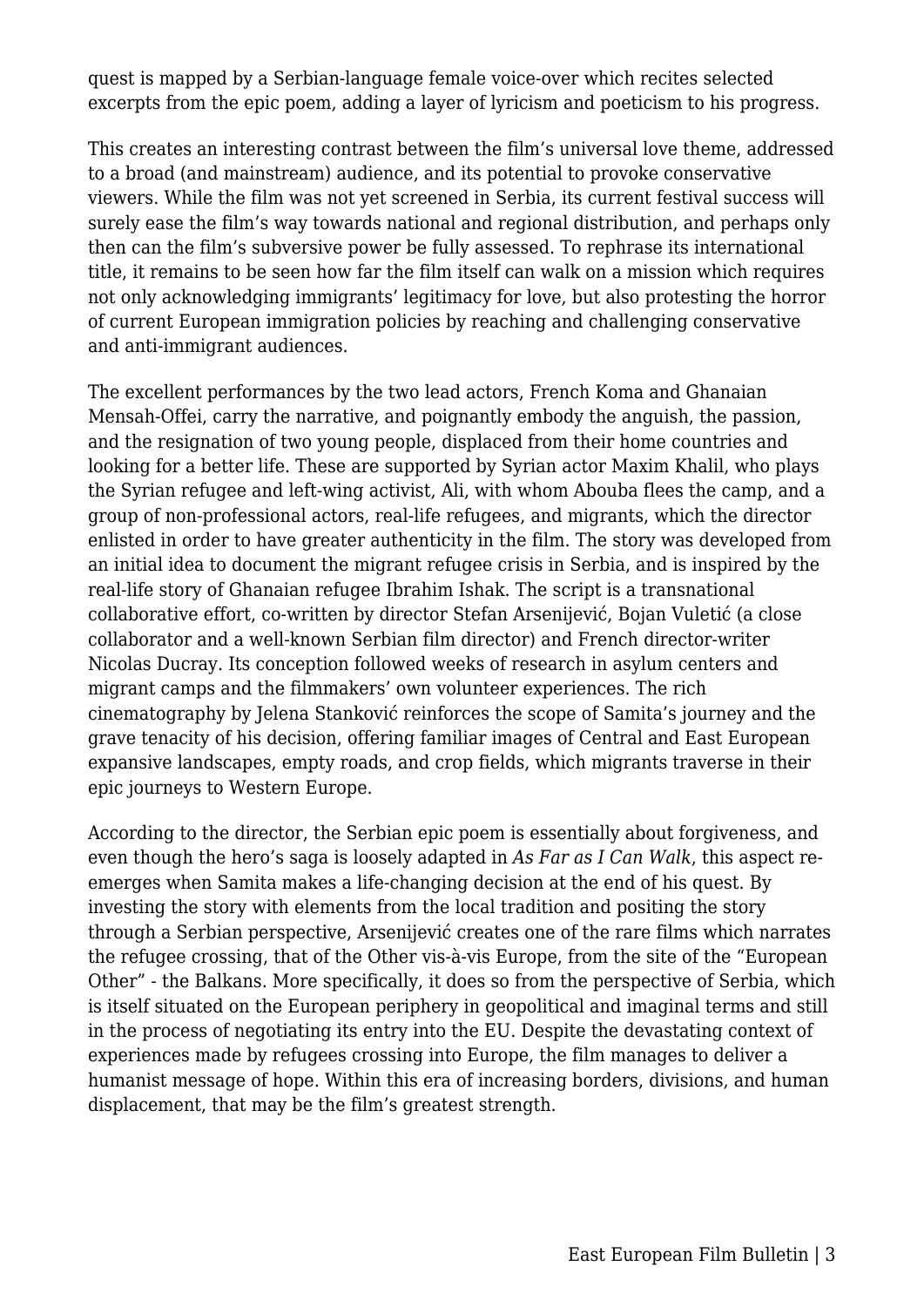quest is mapped by a Serbian-language female voice-over which recites selected excerpts from the epic poem, adding a layer of lyricism and poeticism to his progress.

This creates an interesting contrast between the film's universal love theme, addressed to a broad (and mainstream) audience, and its potential to provoke conservative viewers. While the film was not yet screened in Serbia, its current festival success will surely ease the film's way towards national and regional distribution, and perhaps only then can the film's subversive power be fully assessed. To rephrase its international title, it remains to be seen how far the film itself can walk on a mission which requires not only acknowledging immigrants' legitimacy for love, but also protesting the horror of current European immigration policies by reaching and challenging conservative and anti-immigrant audiences.

The excellent performances by the two lead actors, French Koma and Ghanaian Mensah-Offei, carry the narrative, and poignantly embody the anguish, the passion, and the resignation of two young people, displaced from their home countries and looking for a better life. These are supported by Syrian actor Maxim Khalil, who plays the Syrian refugee and left-wing activist, Ali, with whom Abouba flees the camp, and a group of non-professional actors, real-life refugees, and migrants, which the director enlisted in order to have greater authenticity in the film. The story was developed from an initial idea to document the migrant refugee crisis in Serbia, and is inspired by the real-life story of Ghanaian refugee Ibrahim Ishak. The script is a transnational collaborative effort, co-written by director Stefan Arsenijević, Bojan Vuletić (a close collaborator and a well-known Serbian film director) and French director-writer Nicolas Ducray. Its conception followed weeks of research in asylum centers and migrant camps and the filmmakers' own volunteer experiences. The rich cinematography by Jelena Stanković reinforces the scope of Samita's journey and the grave tenacity of his decision, offering familiar images of Central and East European expansive landscapes, empty roads, and crop fields, which migrants traverse in their epic journeys to Western Europe.

According to the director, the Serbian epic poem is essentially about forgiveness, and even though the hero's saga is loosely adapted in *As Far as I Can Walk*, this aspect re-emerges when Samita makes a life-changing decision at the end of his quest. By investing the story with elements from the local tradition and positing the story through a Serbian perspective, Arsenijević creates one of the rare films which narrates the refugee crossing, that of the Other vis-à-vis Europe, from the site of the "European Other" - the Balkans. More specifically, it does so from the perspective of Serbia, which is itself situated on the European periphery in geopolitical and imaginal terms and still in the process of negotiating its entry into the EU. Despite the devastating context of experiences made by refugees crossing into Europe, the film manages to deliver a humanist message of hope. Within this era of increasing borders, divisions, and human displacement, that may be the film's greatest strength.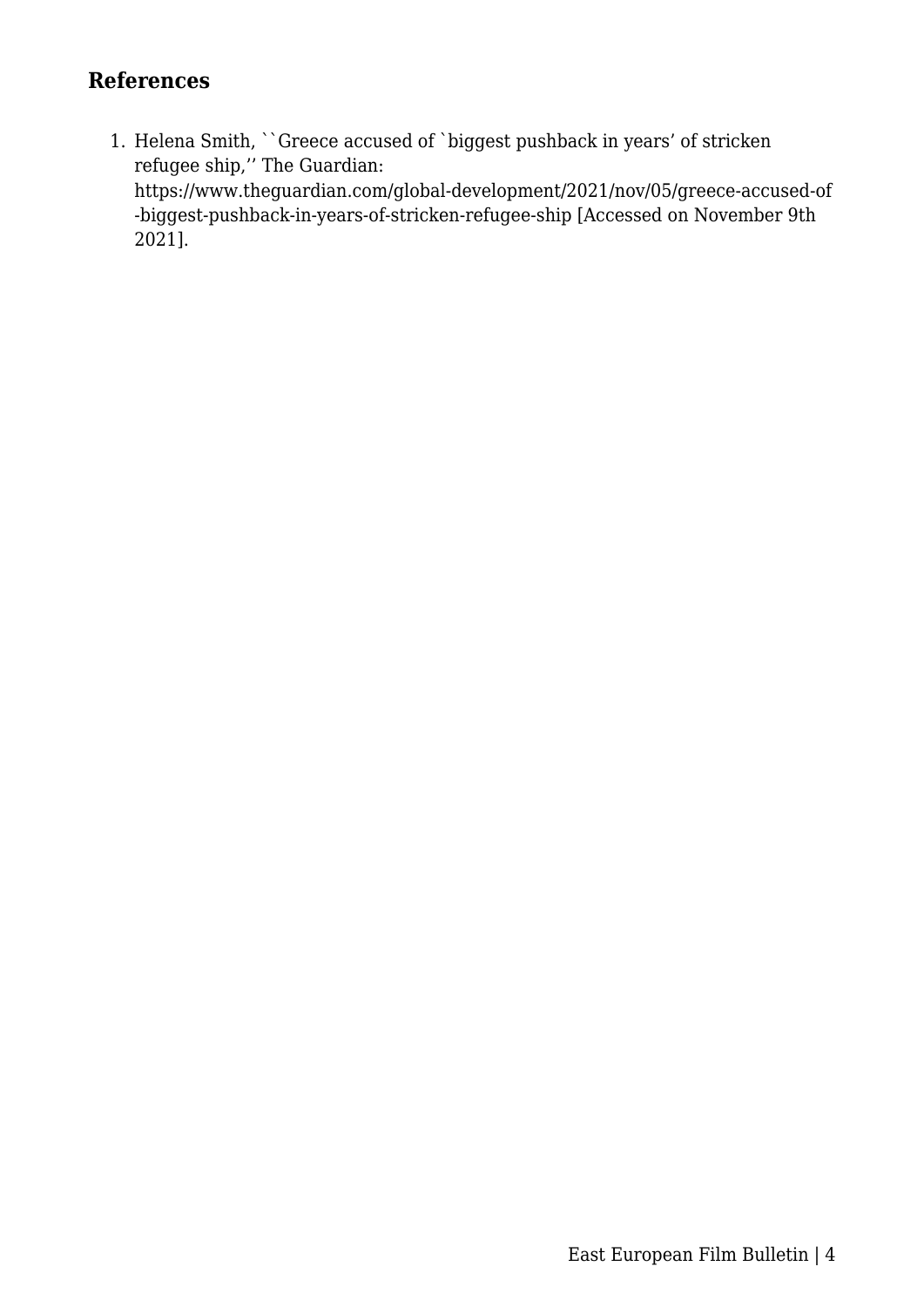## References

1. Helena Smith, ``Greece accused of `biggest pushback in years' of stricken refugee ship,'' The Guardian: https://www.theguardian.com/global-development/2021/nov/05/greece-accused-of-biggest-pushback-in-years-of-stricken-refugee-ship [Accessed on November 9th 2021].